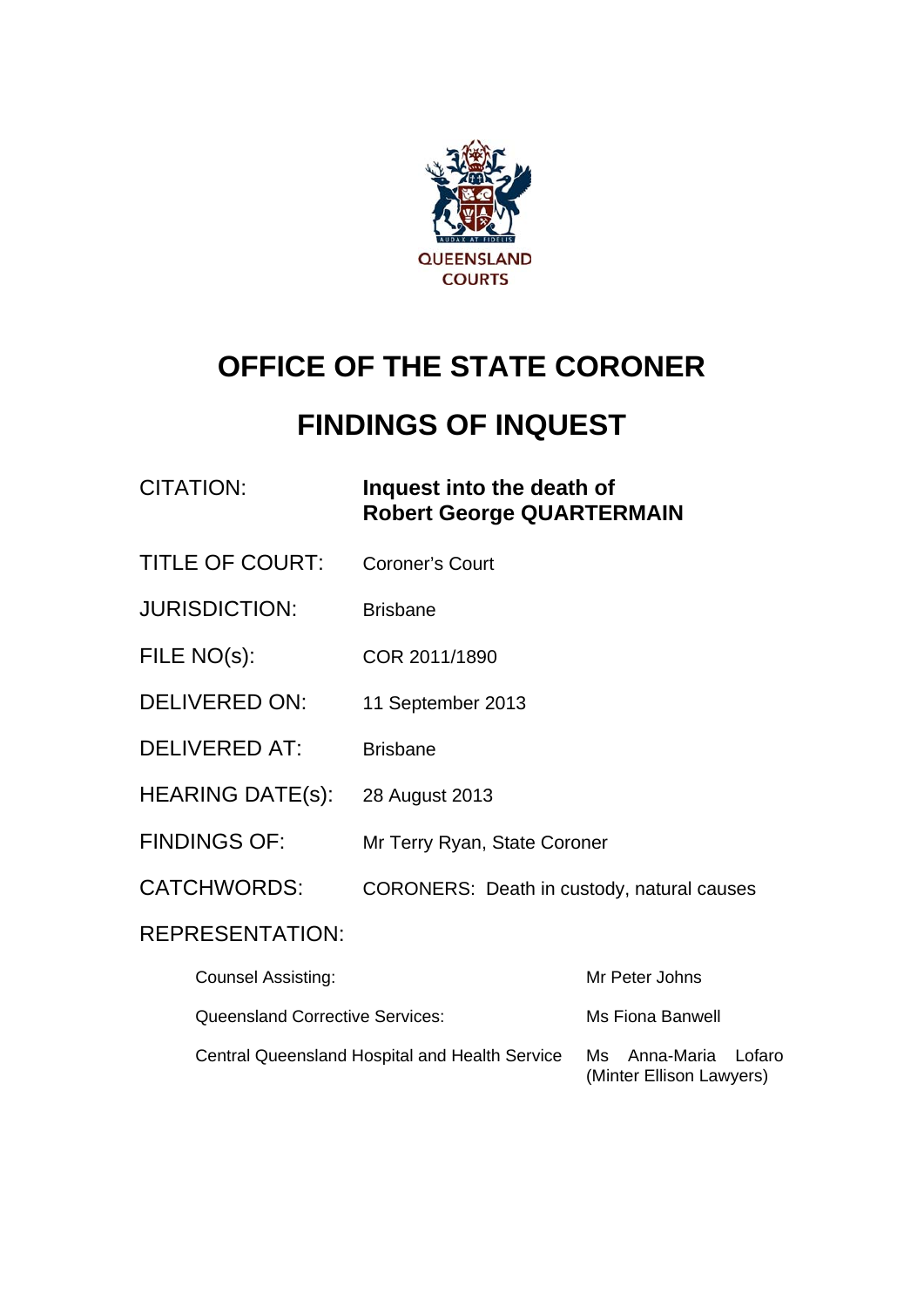QUEENSLAND COURTS

# OFFICE OF THE STATE CORONER

# FINDINGS OF INQUEST

| | |
|---|---|
| CITATION: | **Inquest into the death of Robert George QUARTERMAIN** |
| TITLE OF COURT: | Coroner's Court |
| JURISDICTION: | Brisbane |
| FILE NO(s): | COR 2011/1890 |
| DELIVERED ON: | 11 September 2013 |
| DELIVERED AT: | Brisbane |
| HEARING DATE(s): | 28 August 2013 |
| FINDINGS OF: | Mr Terry Ryan, State Coroner |
| CATCHWORDS: | CORONERS: Death in custody, natural causes |

REPRESENTATION:

| | |
|---|---|
| Counsel Assisting: | Mr Peter Johns |
| Queensland Corrective Services: | Ms Fiona Banwell |
| Central Queensland Hospital and Health Service | Ms Anna-Maria Lofaro (Minter Ellison Lawyers) |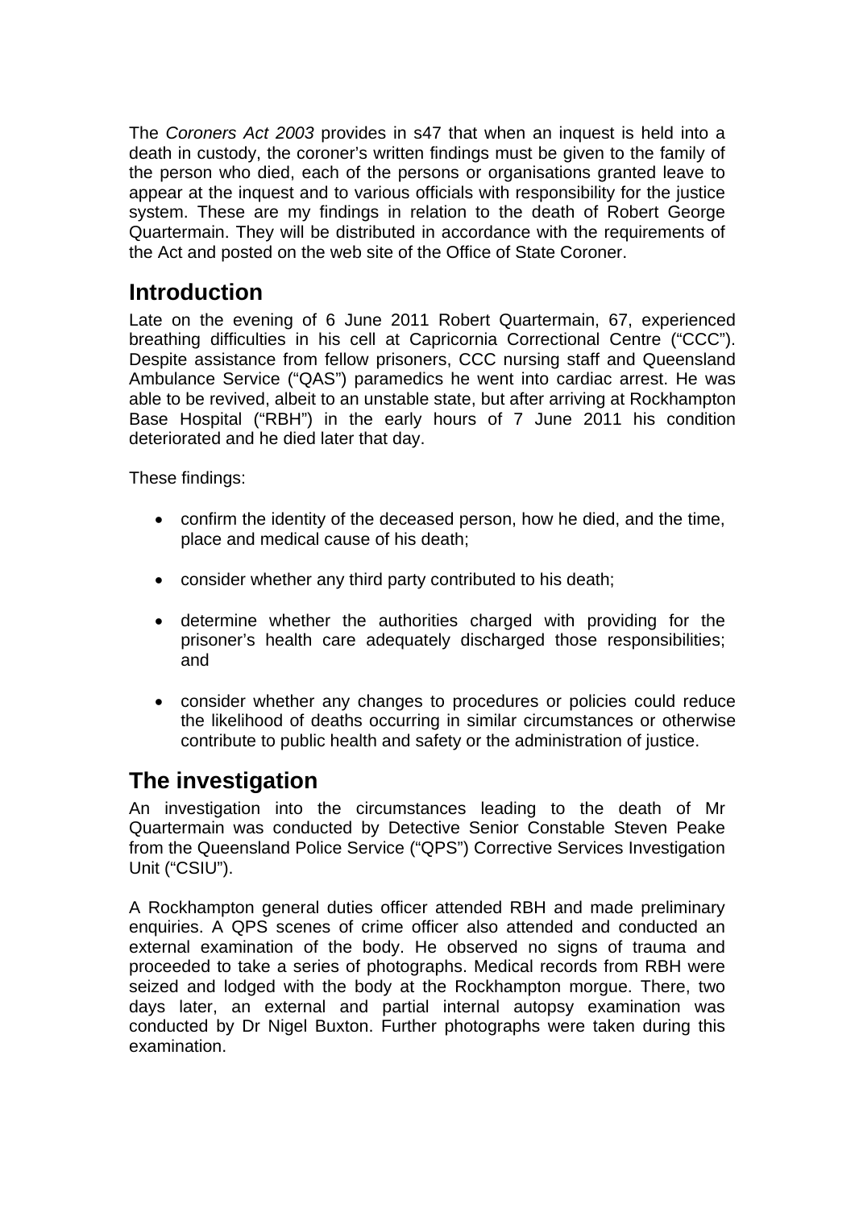The *Coroners Act 2003* provides in s47 that when an inquest is held into a death in custody, the coroner's written findings must be given to the family of the person who died, each of the persons or organisations granted leave to appear at the inquest and to various officials with responsibility for the justice system. These are my findings in relation to the death of Robert George Quartermain. They will be distributed in accordance with the requirements of the Act and posted on the web site of the Office of State Coroner.

## Introduction

Late on the evening of 6 June 2011 Robert Quartermain, 67, experienced breathing difficulties in his cell at Capricornia Correctional Centre ("CCC"). Despite assistance from fellow prisoners, CCC nursing staff and Queensland Ambulance Service ("QAS") paramedics he went into cardiac arrest. He was able to be revived, albeit to an unstable state, but after arriving at Rockhampton Base Hospital ("RBH") in the early hours of 7 June 2011 his condition deteriorated and he died later that day.

These findings:

- confirm the identity of the deceased person, how he died, and the time, place and medical cause of his death;
- consider whether any third party contributed to his death;
- determine whether the authorities charged with providing for the prisoner's health care adequately discharged those responsibilities; and
- consider whether any changes to procedures or policies could reduce the likelihood of deaths occurring in similar circumstances or otherwise contribute to public health and safety or the administration of justice.

## The investigation

An investigation into the circumstances leading to the death of Mr Quartermain was conducted by Detective Senior Constable Steven Peake from the Queensland Police Service ("QPS") Corrective Services Investigation Unit ("CSIU").

A Rockhampton general duties officer attended RBH and made preliminary enquiries. A QPS scenes of crime officer also attended and conducted an external examination of the body. He observed no signs of trauma and proceeded to take a series of photographs. Medical records from RBH were seized and lodged with the body at the Rockhampton morgue. There, two days later, an external and partial internal autopsy examination was conducted by Dr Nigel Buxton. Further photographs were taken during this examination.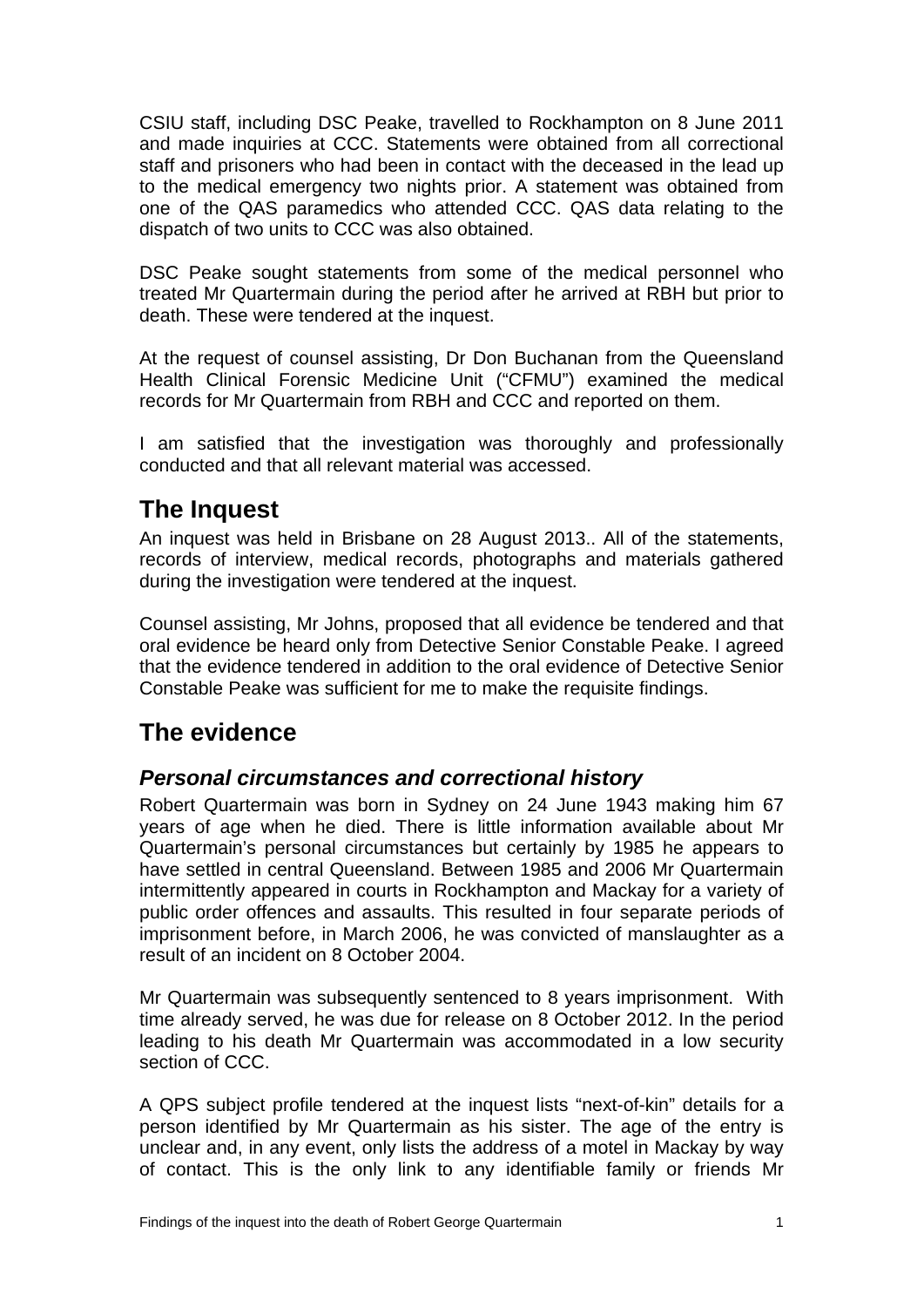CSIU staff, including DSC Peake, travelled to Rockhampton on 8 June 2011 and made inquiries at CCC. Statements were obtained from all correctional staff and prisoners who had been in contact with the deceased in the lead up to the medical emergency two nights prior. A statement was obtained from one of the QAS paramedics who attended CCC. QAS data relating to the dispatch of two units to CCC was also obtained.

DSC Peake sought statements from some of the medical personnel who treated Mr Quartermain during the period after he arrived at RBH but prior to death. These were tendered at the inquest.

At the request of counsel assisting, Dr Don Buchanan from the Queensland Health Clinical Forensic Medicine Unit ("CFMU") examined the medical records for Mr Quartermain from RBH and CCC and reported on them.

I am satisfied that the investigation was thoroughly and professionally conducted and that all relevant material was accessed.

## The Inquest

An inquest was held in Brisbane on 28 August 2013.. All of the statements, records of interview, medical records, photographs and materials gathered during the investigation were tendered at the inquest.

Counsel assisting, Mr Johns, proposed that all evidence be tendered and that oral evidence be heard only from Detective Senior Constable Peake. I agreed that the evidence tendered in addition to the oral evidence of Detective Senior Constable Peake was sufficient for me to make the requisite findings.

## The evidence

### *Personal circumstances and correctional history*

Robert Quartermain was born in Sydney on 24 June 1943 making him 67 years of age when he died. There is little information available about Mr Quartermain's personal circumstances but certainly by 1985 he appears to have settled in central Queensland. Between 1985 and 2006 Mr Quartermain intermittently appeared in courts in Rockhampton and Mackay for a variety of public order offences and assaults. This resulted in four separate periods of imprisonment before, in March 2006, he was convicted of manslaughter as a result of an incident on 8 October 2004.

Mr Quartermain was subsequently sentenced to 8 years imprisonment. With time already served, he was due for release on 8 October 2012. In the period leading to his death Mr Quartermain was accommodated in a low security section of CCC.

A QPS subject profile tendered at the inquest lists "next-of-kin" details for a person identified by Mr Quartermain as his sister. The age of the entry is unclear and, in any event, only lists the address of a motel in Mackay by way of contact. This is the only link to any identifiable family or friends Mr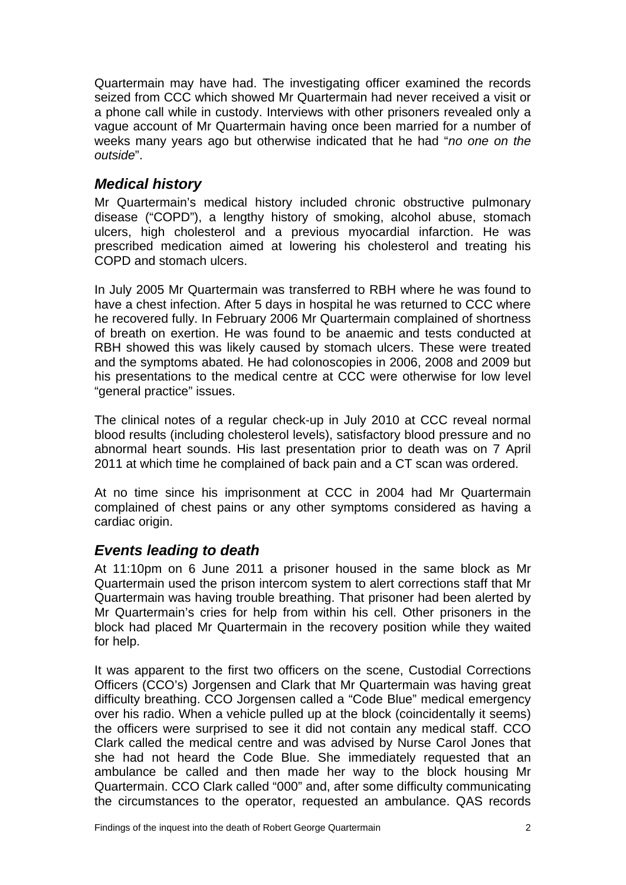Quartermain may have had. The investigating officer examined the records seized from CCC which showed Mr Quartermain had never received a visit or a phone call while in custody. Interviews with other prisoners revealed only a vague account of Mr Quartermain having once been married for a number of weeks many years ago but otherwise indicated that he had "*no one on the outside*".

## *Medical history*

Mr Quartermain's medical history included chronic obstructive pulmonary disease ("COPD"), a lengthy history of smoking, alcohol abuse, stomach ulcers, high cholesterol and a previous myocardial infarction. He was prescribed medication aimed at lowering his cholesterol and treating his COPD and stomach ulcers.

In July 2005 Mr Quartermain was transferred to RBH where he was found to have a chest infection. After 5 days in hospital he was returned to CCC where he recovered fully. In February 2006 Mr Quartermain complained of shortness of breath on exertion. He was found to be anaemic and tests conducted at RBH showed this was likely caused by stomach ulcers. These were treated and the symptoms abated. He had colonoscopies in 2006, 2008 and 2009 but his presentations to the medical centre at CCC were otherwise for low level "general practice" issues.

The clinical notes of a regular check-up in July 2010 at CCC reveal normal blood results (including cholesterol levels), satisfactory blood pressure and no abnormal heart sounds. His last presentation prior to death was on 7 April 2011 at which time he complained of back pain and a CT scan was ordered.

At no time since his imprisonment at CCC in 2004 had Mr Quartermain complained of chest pains or any other symptoms considered as having a cardiac origin.

## *Events leading to death*

At 11:10pm on 6 June 2011 a prisoner housed in the same block as Mr Quartermain used the prison intercom system to alert corrections staff that Mr Quartermain was having trouble breathing. That prisoner had been alerted by Mr Quartermain's cries for help from within his cell. Other prisoners in the block had placed Mr Quartermain in the recovery position while they waited for help.

It was apparent to the first two officers on the scene, Custodial Corrections Officers (CCO's) Jorgensen and Clark that Mr Quartermain was having great difficulty breathing. CCO Jorgensen called a "Code Blue" medical emergency over his radio. When a vehicle pulled up at the block (coincidentally it seems) the officers were surprised to see it did not contain any medical staff. CCO Clark called the medical centre and was advised by Nurse Carol Jones that she had not heard the Code Blue. She immediately requested that an ambulance be called and then made her way to the block housing Mr Quartermain. CCO Clark called "000" and, after some difficulty communicating the circumstances to the operator, requested an ambulance. QAS records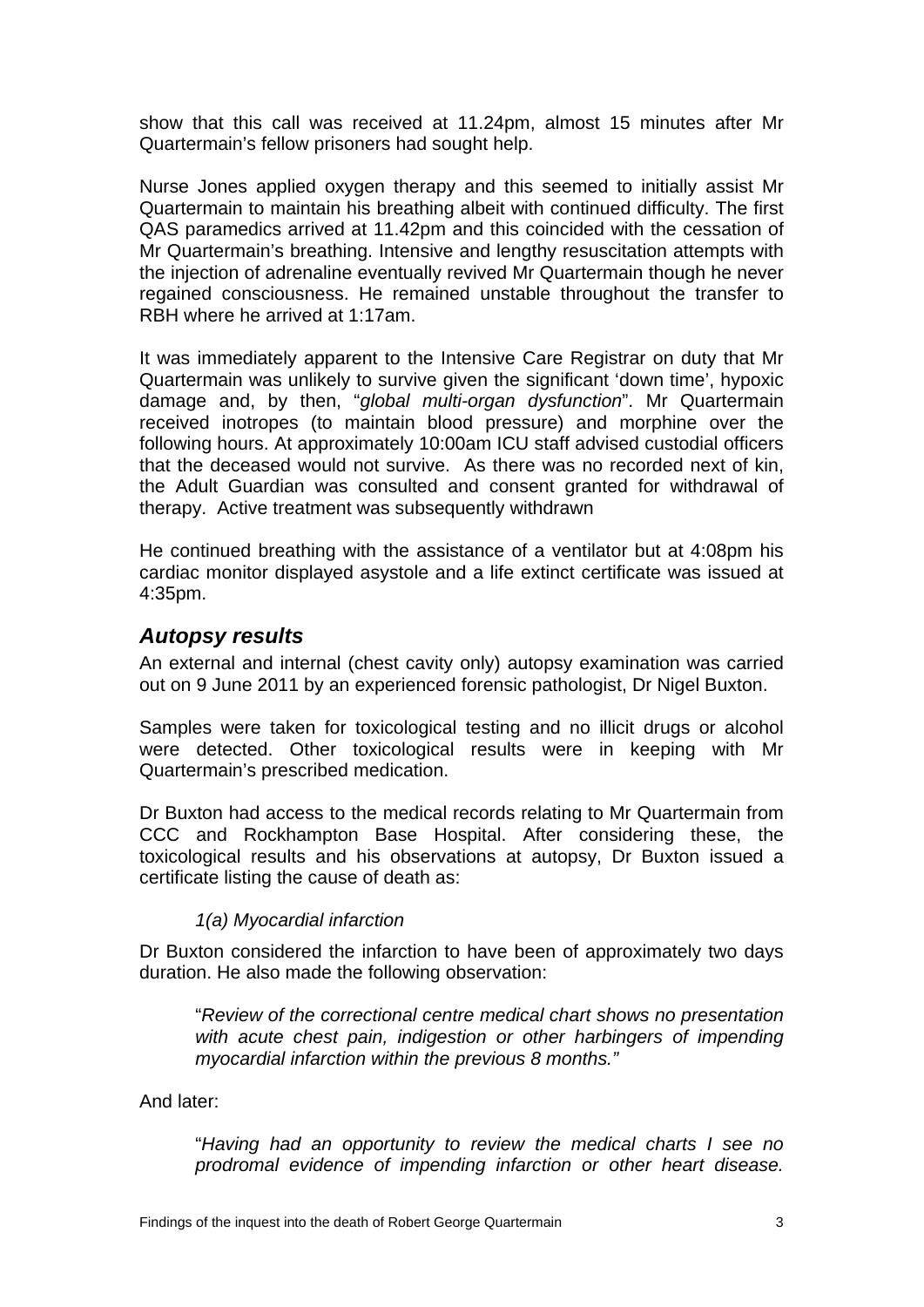show that this call was received at 11.24pm, almost 15 minutes after Mr Quartermain's fellow prisoners had sought help.

Nurse Jones applied oxygen therapy and this seemed to initially assist Mr Quartermain to maintain his breathing albeit with continued difficulty. The first QAS paramedics arrived at 11.42pm and this coincided with the cessation of Mr Quartermain's breathing. Intensive and lengthy resuscitation attempts with the injection of adrenaline eventually revived Mr Quartermain though he never regained consciousness. He remained unstable throughout the transfer to RBH where he arrived at 1:17am.

It was immediately apparent to the Intensive Care Registrar on duty that Mr Quartermain was unlikely to survive given the significant 'down time', hypoxic damage and, by then, "*global multi-organ dysfunction*". Mr Quartermain received inotropes (to maintain blood pressure) and morphine over the following hours. At approximately 10:00am ICU staff advised custodial officers that the deceased would not survive. As there was no recorded next of kin, the Adult Guardian was consulted and consent granted for withdrawal of therapy. Active treatment was subsequently withdrawn

He continued breathing with the assistance of a ventilator but at 4:08pm his cardiac monitor displayed asystole and a life extinct certificate was issued at 4:35pm.

## *Autopsy results*

An external and internal (chest cavity only) autopsy examination was carried out on 9 June 2011 by an experienced forensic pathologist, Dr Nigel Buxton.

Samples were taken for toxicological testing and no illicit drugs or alcohol were detected. Other toxicological results were in keeping with Mr Quartermain's prescribed medication.

Dr Buxton had access to the medical records relating to Mr Quartermain from CCC and Rockhampton Base Hospital. After considering these, the toxicological results and his observations at autopsy, Dr Buxton issued a certificate listing the cause of death as:

> *1(a) Myocardial infarction*

Dr Buxton considered the infarction to have been of approximately two days duration. He also made the following observation:

> "*Review of the correctional centre medical chart shows no presentation with acute chest pain, indigestion or other harbingers of impending myocardial infarction within the previous 8 months."*

And later:

> "*Having had an opportunity to review the medical charts I see no prodromal evidence of impending infarction or other heart disease.*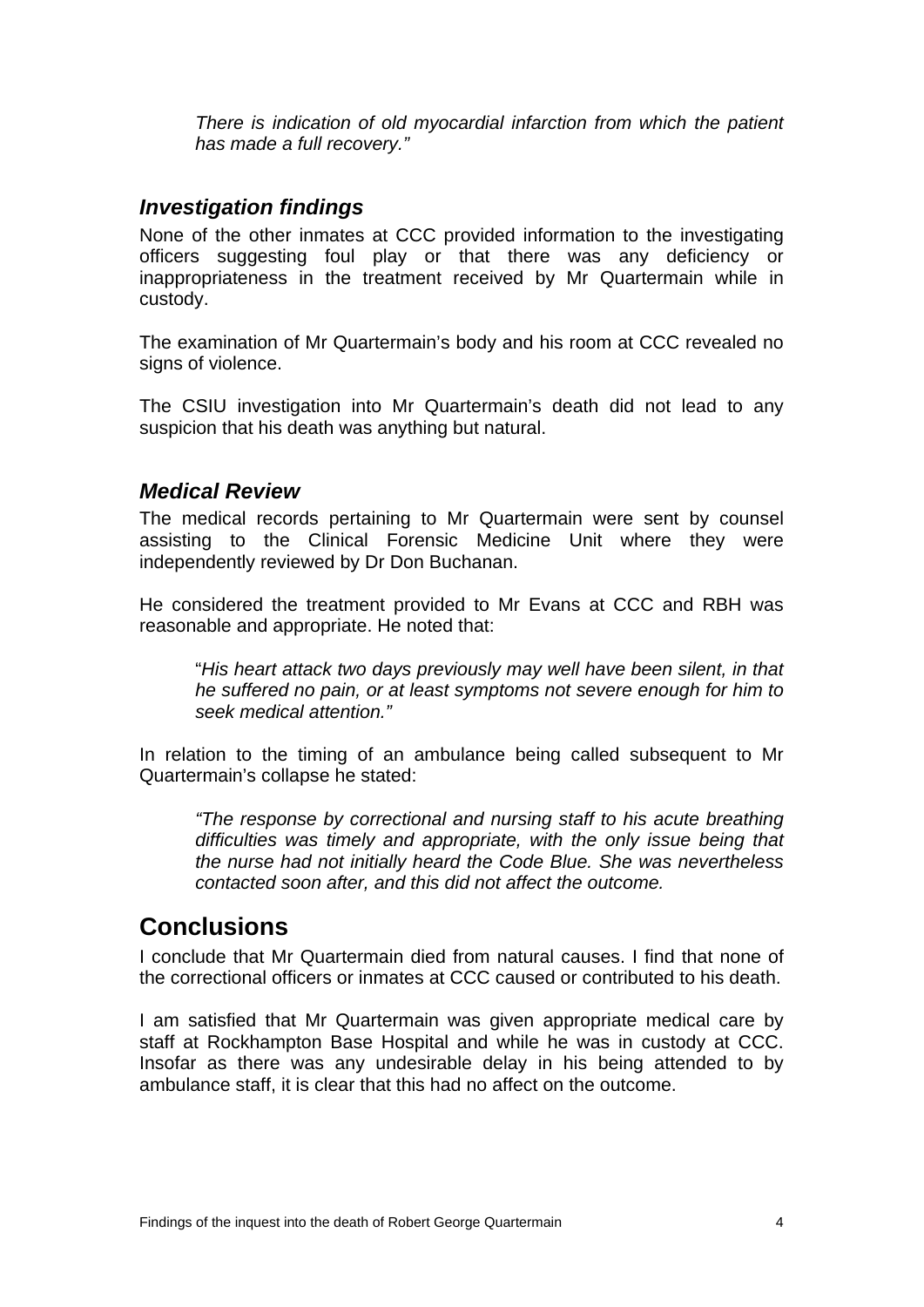> *There is indication of old myocardial infarction from which the patient has made a full recovery."*

### *Investigation findings*

None of the other inmates at CCC provided information to the investigating officers suggesting foul play or that there was any deficiency or inappropriateness in the treatment received by Mr Quartermain while in custody.

The examination of Mr Quartermain's body and his room at CCC revealed no signs of violence.

The CSIU investigation into Mr Quartermain's death did not lead to any suspicion that his death was anything but natural.

### *Medical Review*

The medical records pertaining to Mr Quartermain were sent by counsel assisting to the Clinical Forensic Medicine Unit where they were independently reviewed by Dr Don Buchanan.

He considered the treatment provided to Mr Evans at CCC and RBH was reasonable and appropriate. He noted that:

> "*His heart attack two days previously may well have been silent, in that he suffered no pain, or at least symptoms not severe enough for him to seek medical attention."*

In relation to the timing of an ambulance being called subsequent to Mr Quartermain's collapse he stated:

> *"The response by correctional and nursing staff to his acute breathing difficulties was timely and appropriate, with the only issue being that the nurse had not initially heard the Code Blue. She was nevertheless contacted soon after, and this did not affect the outcome.*

## Conclusions

I conclude that Mr Quartermain died from natural causes. I find that none of the correctional officers or inmates at CCC caused or contributed to his death.

I am satisfied that Mr Quartermain was given appropriate medical care by staff at Rockhampton Base Hospital and while he was in custody at CCC. Insofar as there was any undesirable delay in his being attended to by ambulance staff, it is clear that this had no affect on the outcome.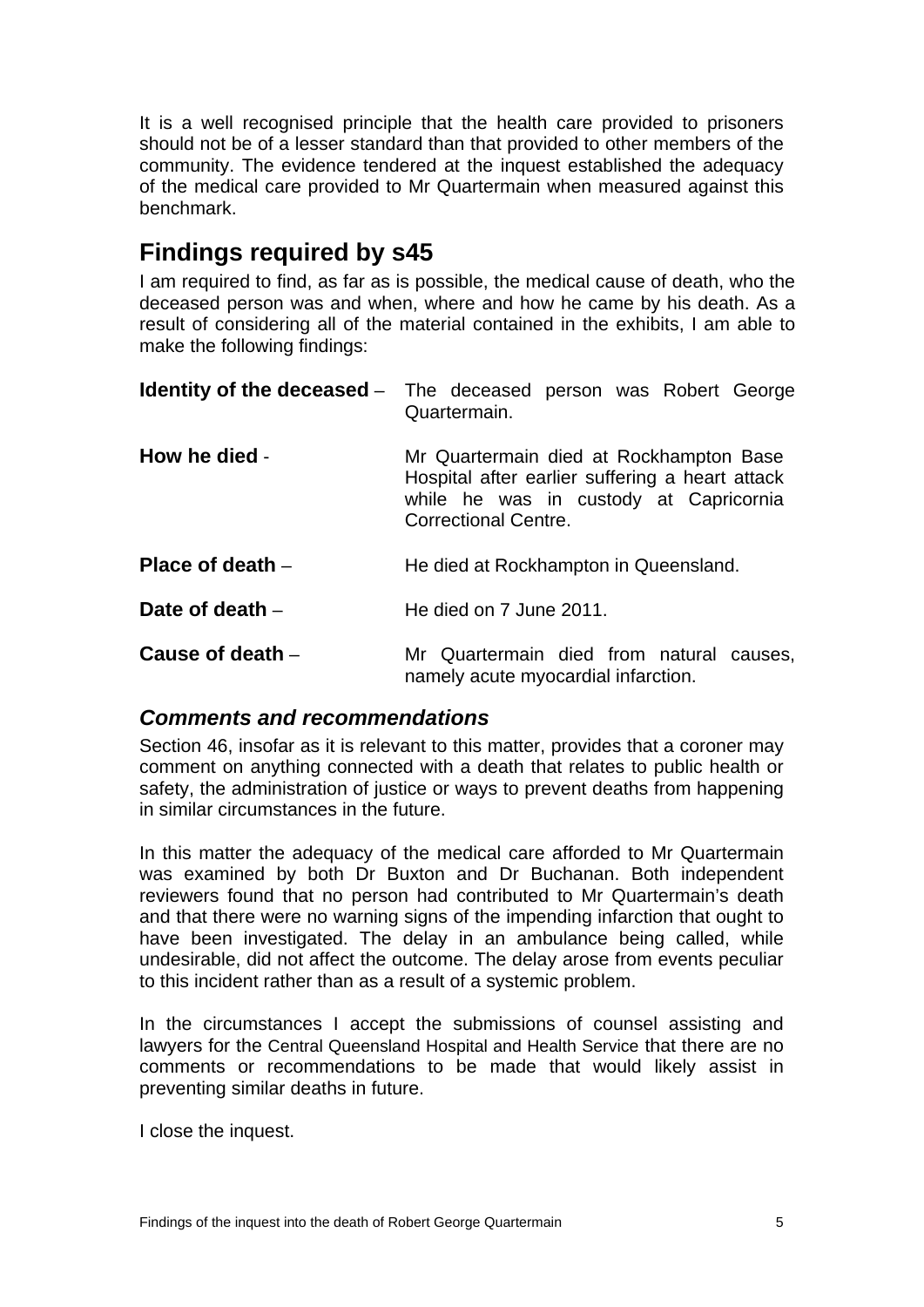It is a well recognised principle that the health care provided to prisoners should not be of a lesser standard than that provided to other members of the community. The evidence tendered at the inquest established the adequacy of the medical care provided to Mr Quartermain when measured against this benchmark.

## Findings required by s45

I am required to find, as far as is possible, the medical cause of death, who the deceased person was and when, where and how he came by his death. As a result of considering all of the material contained in the exhibits, I am able to make the following findings:

**Identity of the deceased** – The deceased person was Robert George Quartermain.

**How he died** - Mr Quartermain died at Rockhampton Base Hospital after earlier suffering a heart attack while he was in custody at Capricornia Correctional Centre.

**Place of death** – He died at Rockhampton in Queensland.

**Date of death** – He died on 7 June 2011.

**Cause of death** – Mr Quartermain died from natural causes, namely acute myocardial infarction.

### *Comments and recommendations*

Section 46, insofar as it is relevant to this matter, provides that a coroner may comment on anything connected with a death that relates to public health or safety, the administration of justice or ways to prevent deaths from happening in similar circumstances in the future.

In this matter the adequacy of the medical care afforded to Mr Quartermain was examined by both Dr Buxton and Dr Buchanan. Both independent reviewers found that no person had contributed to Mr Quartermain's death and that there were no warning signs of the impending infarction that ought to have been investigated. The delay in an ambulance being called, while undesirable, did not affect the outcome. The delay arose from events peculiar to this incident rather than as a result of a systemic problem.

In the circumstances I accept the submissions of counsel assisting and lawyers for the Central Queensland Hospital and Health Service that there are no comments or recommendations to be made that would likely assist in preventing similar deaths in future.

I close the inquest.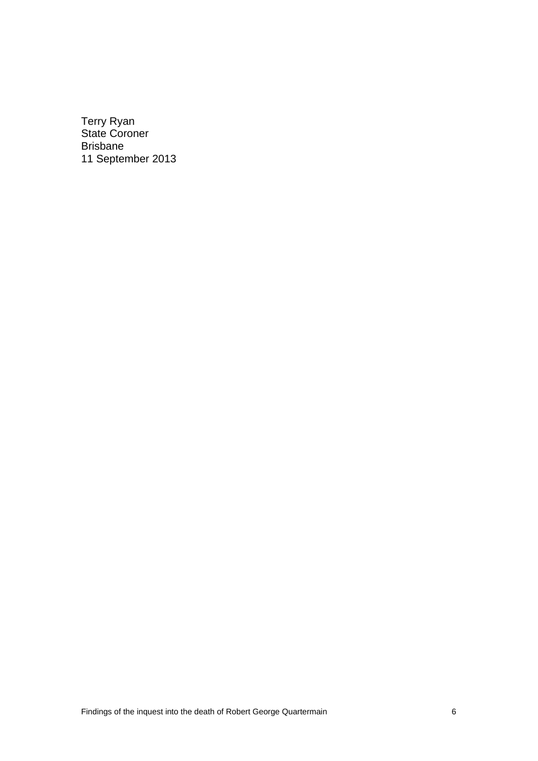Terry Ryan  
State Coroner  
Brisbane  
11 September 2013